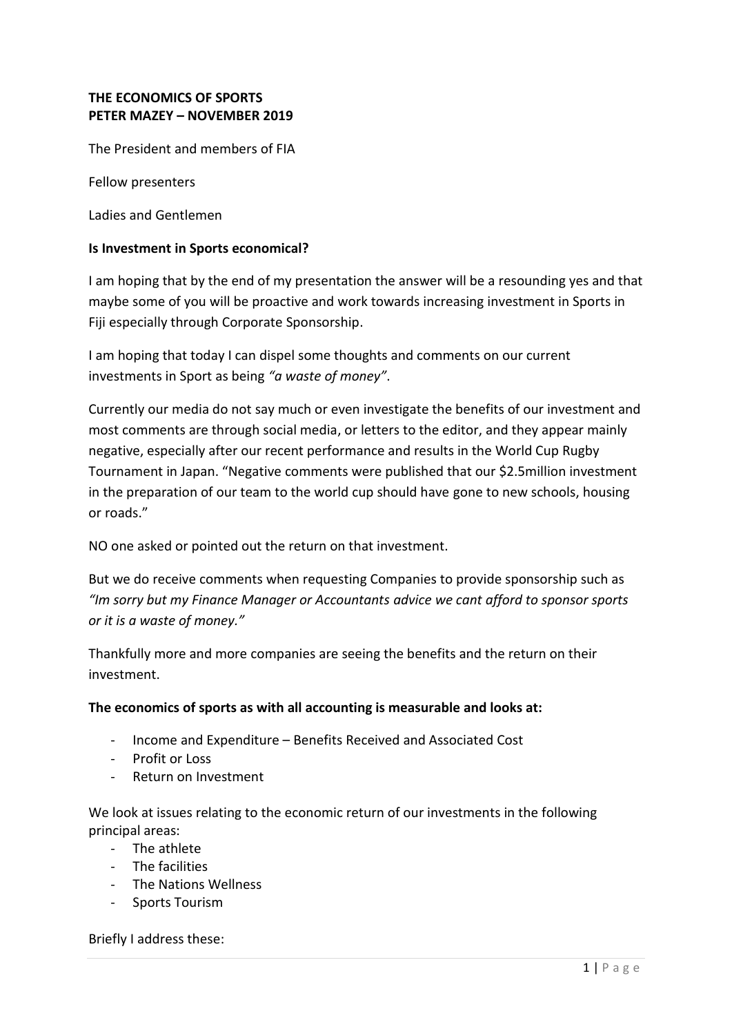**THE ECONOMICS OF SPORTS**
**PETER MAZEY – NOVEMBER 2019**

The President and members of FIA

Fellow presenters

Ladies and Gentlemen

**Is Investment in Sports economical?**

I am hoping that by the end of my presentation the answer will be a resounding yes and that maybe some of you will be proactive and work towards increasing investment in Sports in Fiji especially through Corporate Sponsorship.

I am hoping that today I can dispel some thoughts and comments on our current investments in Sport as being *"a waste of money"*.

Currently our media do not say much or even investigate the benefits of our investment and most comments are through social media, or letters to the editor, and they appear mainly negative, especially after our recent performance and results in the World Cup Rugby Tournament in Japan. "Negative comments were published that our $2.5million investment in the preparation of our team to the world cup should have gone to new schools, housing or roads."

NO one asked or pointed out the return on that investment.

But we do receive comments when requesting Companies to provide sponsorship such as *"Im sorry but my Finance Manager or Accountants advice we cant afford to sponsor sports or it is a waste of money."*

Thankfully more and more companies are seeing the benefits and the return on their investment.

**The economics of sports as with all accounting is measurable and looks at:**

- Income and Expenditure – Benefits Received and Associated Cost
- Profit or Loss
- Return on Investment

We look at issues relating to the economic return of our investments in the following principal areas:

- The athlete
- The facilities
- The Nations Wellness
- Sports Tourism

Briefly I address these: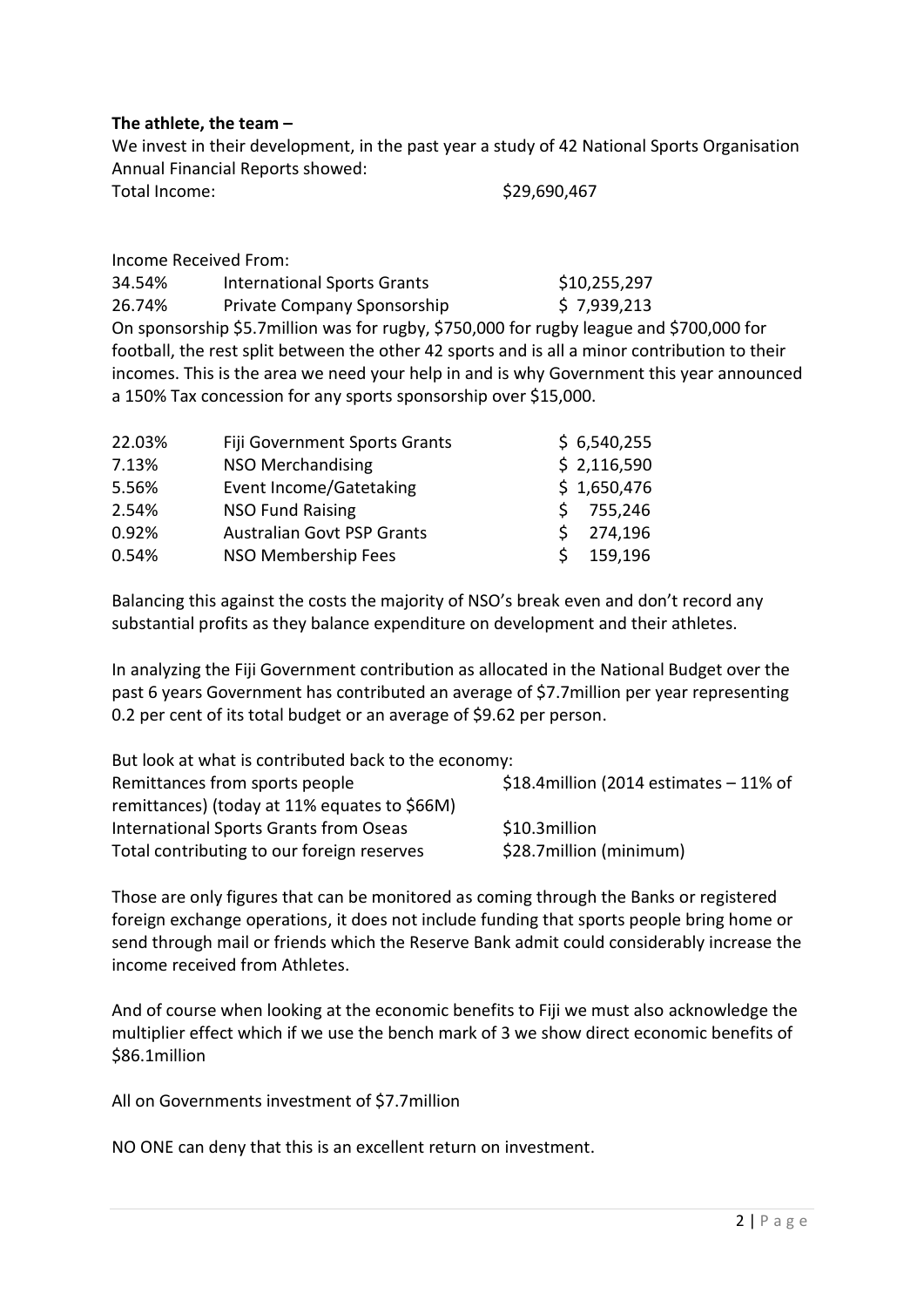**The athlete, the team –**

We invest in their development, in the past year a study of 42 National Sports Organisation Annual Financial Reports showed:

Total Income: $29,690,467

Income Received From:

| | | |
|---|---|---|
| 34.54% | International Sports Grants | $10,255,297 |
| 26.74% | Private Company Sponsorship | $ 7,939,213 |

On sponsorship $5.7million was for rugby, $750,000 for rugby league and $700,000 for football, the rest split between the other 42 sports and is all a minor contribution to their incomes. This is the area we need your help in and is why Government this year announced a 150% Tax concession for any sports sponsorship over $15,000.

| | | |
|---|---|---|
| 22.03% | Fiji Government Sports Grants | $ 6,540,255 |
| 7.13% | NSO Merchandising | $ 2,116,590 |
| 5.56% | Event Income/Gatetaking | $ 1,650,476 |
| 2.54% | NSO Fund Raising | $ 755,246 |
| 0.92% | Australian Govt PSP Grants | $ 274,196 |
| 0.54% | NSO Membership Fees | $ 159,196 |

Balancing this against the costs the majority of NSO's break even and don't record any substantial profits as they balance expenditure on development and their athletes.

In analyzing the Fiji Government contribution as allocated in the National Budget over the past 6 years Government has contributed an average of $7.7million per year representing 0.2 per cent of its total budget or an average of $9.62 per person.

But look at what is contributed back to the economy:

| | |
|---|---|
| Remittances from sports people | $18.4million (2014 estimates – 11% of remittances) (today at 11% equates to $66M) |
| International Sports Grants from Oseas | $10.3million |
| Total contributing to our foreign reserves | $28.7million (minimum) |

Those are only figures that can be monitored as coming through the Banks or registered foreign exchange operations, it does not include funding that sports people bring home or send through mail or friends which the Reserve Bank admit could considerably increase the income received from Athletes.

And of course when looking at the economic benefits to Fiji we must also acknowledge the multiplier effect which if we use the bench mark of 3 we show direct economic benefits of $86.1million

All on Governments investment of $7.7million

NO ONE can deny that this is an excellent return on investment.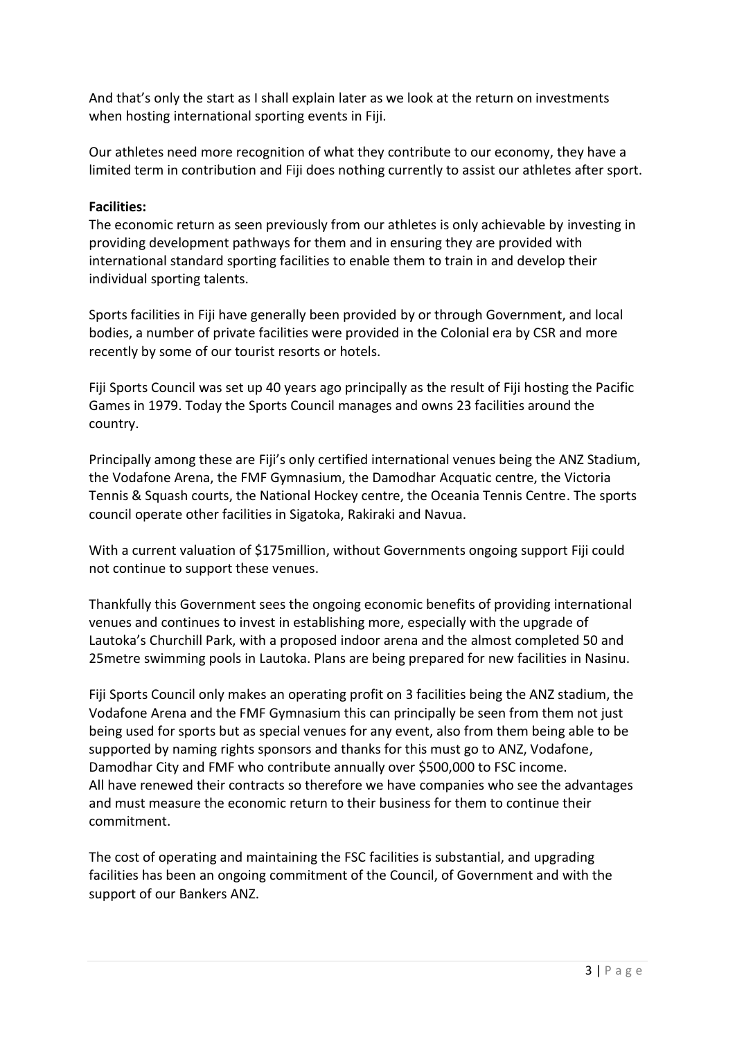And that's only the start as I shall explain later as we look at the return on investments when hosting international sporting events in Fiji.

Our athletes need more recognition of what they contribute to our economy, they have a limited term in contribution and Fiji does nothing currently to assist our athletes after sport.

**Facilities:**
The economic return as seen previously from our athletes is only achievable by investing in providing development pathways for them and in ensuring they are provided with international standard sporting facilities to enable them to train in and develop their individual sporting talents.

Sports facilities in Fiji have generally been provided by or through Government, and local bodies, a number of private facilities were provided in the Colonial era by CSR and more recently by some of our tourist resorts or hotels.

Fiji Sports Council was set up 40 years ago principally as the result of Fiji hosting the Pacific Games in 1979. Today the Sports Council manages and owns 23 facilities around the country.

Principally among these are Fiji's only certified international venues being the ANZ Stadium, the Vodafone Arena, the FMF Gymnasium, the Damodhar Acquatic centre, the Victoria Tennis & Squash courts, the National Hockey centre, the Oceania Tennis Centre. The sports council operate other facilities in Sigatoka, Rakiraki and Navua.

With a current valuation of $175million, without Governments ongoing support Fiji could not continue to support these venues.

Thankfully this Government sees the ongoing economic benefits of providing international venues and continues to invest in establishing more, especially with the upgrade of Lautoka's Churchill Park, with a proposed indoor arena and the almost completed 50 and 25metre swimming pools in Lautoka. Plans are being prepared for new facilities in Nasinu.

Fiji Sports Council only makes an operating profit on 3 facilities being the ANZ stadium, the Vodafone Arena and the FMF Gymnasium this can principally be seen from them not just being used for sports but as special venues for any event, also from them being able to be supported by naming rights sponsors and thanks for this must go to ANZ, Vodafone, Damodhar City and FMF who contribute annually over $500,000 to FSC income.
All have renewed their contracts so therefore we have companies who see the advantages and must measure the economic return to their business for them to continue their commitment.

The cost of operating and maintaining the FSC facilities is substantial, and upgrading facilities has been an ongoing commitment of the Council, of Government and with the support of our Bankers ANZ.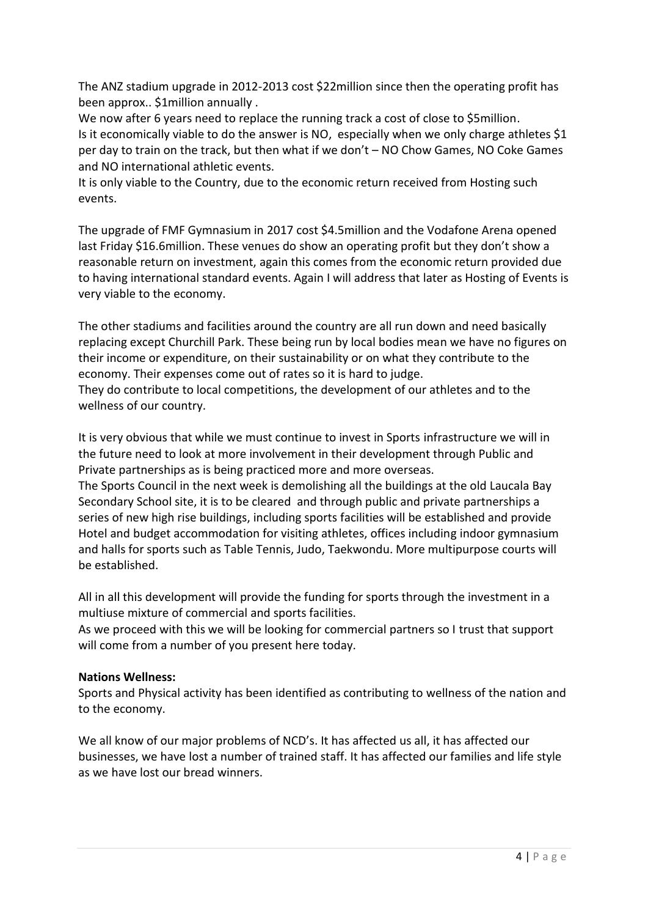The ANZ stadium upgrade in 2012-2013 cost $22million since then the operating profit has been approx.. $1million annually .
We now after 6 years need to replace the running track a cost of close to $5million.
Is it economically viable to do the answer is NO, especially when we only charge athletes $1 per day to train on the track, but then what if we don't – NO Chow Games, NO Coke Games and NO international athletic events.
It is only viable to the Country, due to the economic return received from Hosting such events.

The upgrade of FMF Gymnasium in 2017 cost $4.5million and the Vodafone Arena opened last Friday $16.6million. These venues do show an operating profit but they don't show a reasonable return on investment, again this comes from the economic return provided due to having international standard events. Again I will address that later as Hosting of Events is very viable to the economy.

The other stadiums and facilities around the country are all run down and need basically replacing except Churchill Park. These being run by local bodies mean we have no figures on their income or expenditure, on their sustainability or on what they contribute to the economy. Their expenses come out of rates so it is hard to judge.
They do contribute to local competitions, the development of our athletes and to the wellness of our country.

It is very obvious that while we must continue to invest in Sports infrastructure we will in the future need to look at more involvement in their development through Public and Private partnerships as is being practiced more and more overseas.
The Sports Council in the next week is demolishing all the buildings at the old Laucala Bay Secondary School site, it is to be cleared and through public and private partnerships a series of new high rise buildings, including sports facilities will be established and provide Hotel and budget accommodation for visiting athletes, offices including indoor gymnasium and halls for sports such as Table Tennis, Judo, Taekwondu. More multipurpose courts will be established.

All in all this development will provide the funding for sports through the investment in a multiuse mixture of commercial and sports facilities.
As we proceed with this we will be looking for commercial partners so I trust that support will come from a number of you present here today.

**Nations Wellness:**
Sports and Physical activity has been identified as contributing to wellness of the nation and to the economy.

We all know of our major problems of NCD's. It has affected us all, it has affected our businesses, we have lost a number of trained staff. It has affected our families and life style as we have lost our bread winners.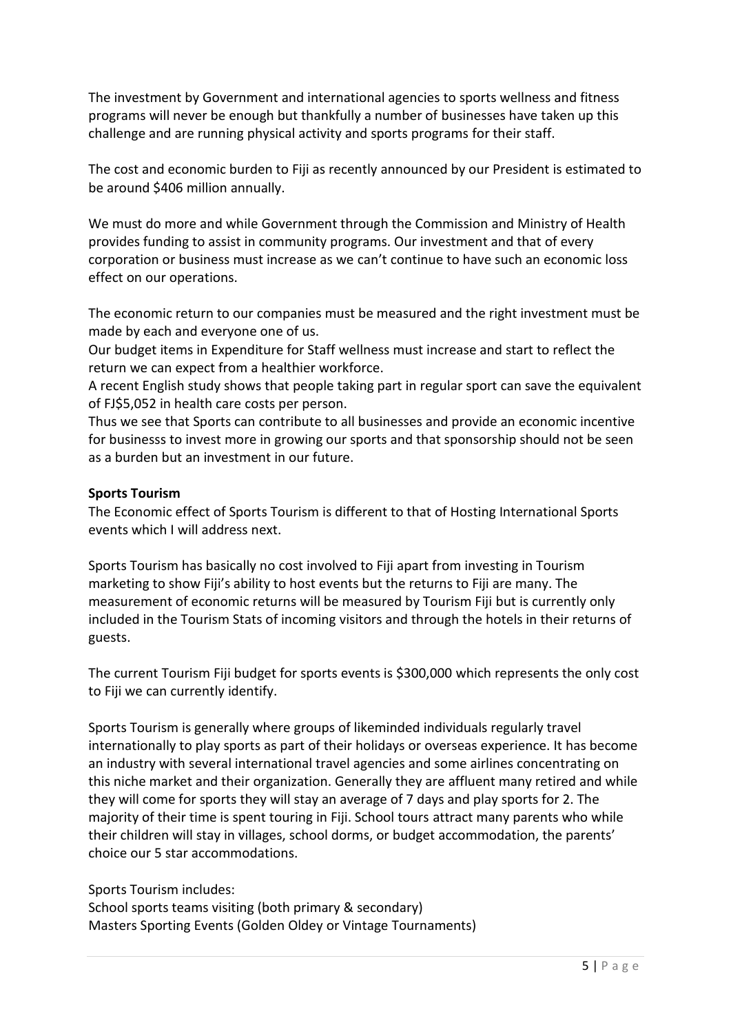The investment by Government and international agencies to sports wellness and fitness programs will never be enough but thankfully a number of businesses have taken up this challenge and are running physical activity and sports programs for their staff.

The cost and economic burden to Fiji as recently announced by our President is estimated to be around $406 million annually.

We must do more and while Government through the Commission and Ministry of Health provides funding to assist in community programs. Our investment and that of every corporation or business must increase as we can't continue to have such an economic loss effect on our operations.

The economic return to our companies must be measured and the right investment must be made by each and everyone one of us.
Our budget items in Expenditure for Staff wellness must increase and start to reflect the return we can expect from a healthier workforce.
A recent English study shows that people taking part in regular sport can save the equivalent of FJ$5,052 in health care costs per person.
Thus we see that Sports can contribute to all businesses and provide an economic incentive for businesss to invest more in growing our sports and that sponsorship should not be seen as a burden but an investment in our future.

**Sports Tourism**

The Economic effect of Sports Tourism is different to that of Hosting International Sports events which I will address next.

Sports Tourism has basically no cost involved to Fiji apart from investing in Tourism marketing to show Fiji's ability to host events but the returns to Fiji are many. The measurement of economic returns will be measured by Tourism Fiji but is currently only included in the Tourism Stats of incoming visitors and through the hotels in their returns of guests.

The current Tourism Fiji budget for sports events is $300,000 which represents the only cost to Fiji we can currently identify.

Sports Tourism is generally where groups of likeminded individuals regularly travel internationally to play sports as part of their holidays or overseas experience. It has become an industry with several international travel agencies and some airlines concentrating on this niche market and their organization. Generally they are affluent many retired and while they will come for sports they will stay an average of 7 days and play sports for 2. The majority of their time is spent touring in Fiji. School tours attract many parents who while their children will stay in villages, school dorms, or budget accommodation, the parents' choice our 5 star accommodations.

Sports Tourism includes:
School sports teams visiting (both primary & secondary)
Masters Sporting Events (Golden Oldey or Vintage Tournaments)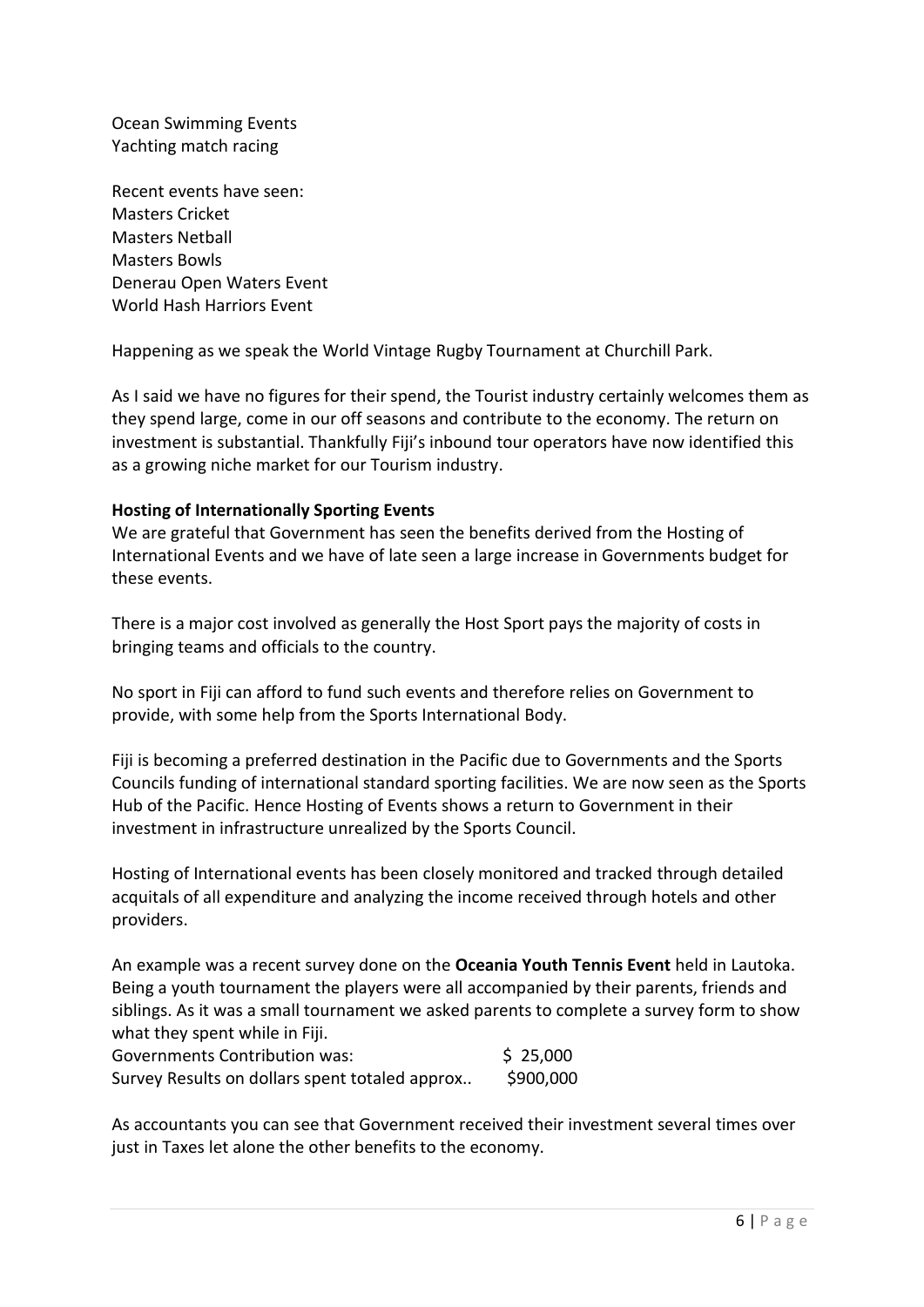Ocean Swimming Events
Yachting match racing

Recent events have seen:
Masters Cricket
Masters Netball
Masters Bowls
Denerau Open Waters Event
World Hash Harriors Event

Happening as we speak the World Vintage Rugby Tournament at Churchill Park.

As I said we have no figures for their spend, the Tourist industry certainly welcomes them as they spend large, come in our off seasons and contribute to the economy. The return on investment is substantial. Thankfully Fiji's inbound tour operators have now identified this as a growing niche market for our Tourism industry.

**Hosting of Internationally Sporting Events**

We are grateful that Government has seen the benefits derived from the Hosting of International Events and we have of late seen a large increase in Governments budget for these events.

There is a major cost involved as generally the Host Sport pays the majority of costs in bringing teams and officials to the country.

No sport in Fiji can afford to fund such events and therefore relies on Government to provide, with some help from the Sports International Body.

Fiji is becoming a preferred destination in the Pacific due to Governments and the Sports Councils funding of international standard sporting facilities. We are now seen as the Sports Hub of the Pacific. Hence Hosting of Events shows a return to Government in their investment in infrastructure unrealized by the Sports Council.

Hosting of International events has been closely monitored and tracked through detailed acquitals of all expenditure and analyzing the income received through hotels and other providers.

An example was a recent survey done on the **Oceania Youth Tennis Event** held in Lautoka. Being a youth tournament the players were all accompanied by their parents, friends and siblings. As it was a small tournament we asked parents to complete a survey form to show what they spent while in Fiji.

Governments Contribution was: $ 25,000
Survey Results on dollars spent totaled approx.. $900,000

As accountants you can see that Government received their investment several times over just in Taxes let alone the other benefits to the economy.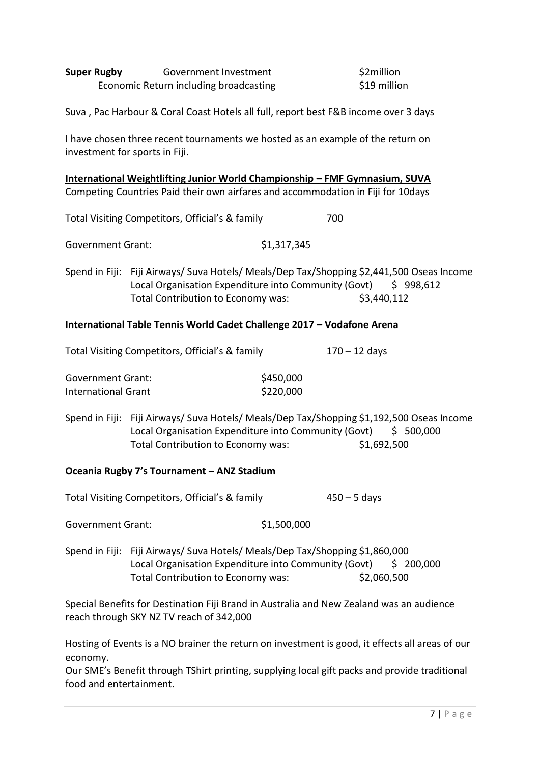**Super Rugby** Government Investment $2million
Economic Return including broadcasting $19 million

Suva , Pac Harbour & Coral Coast Hotels all full, report best F&B income over 3 days

I have chosen three recent tournaments we hosted as an example of the return on investment for sports in Fiji.

**<u>International Weightlifting Junior World Championship – FMF Gymnasium, SUVA</u>**
Competing Countries Paid their own airfares and accommodation in Fiji for 10days

Total Visiting Competitors, Official's & family 700

Government Grant: $1,317,345

Spend in Fiji: Fiji Airways/ Suva Hotels/ Meals/Dep Tax/Shopping $2,441,500 Oseas Income
Local Organisation Expenditure into Community (Govt) $ 998,612
Total Contribution to Economy was: $3,440,112

**<u>International Table Tennis World Cadet Challenge 2017 – Vodafone Arena</u>**

Total Visiting Competitors, Official's & family 170 – 12 days

Government Grant: $450,000
International Grant $220,000

Spend in Fiji: Fiji Airways/ Suva Hotels/ Meals/Dep Tax/Shopping $1,192,500 Oseas Income
Local Organisation Expenditure into Community (Govt) $ 500,000
Total Contribution to Economy was: $1,692,500

**<u>Oceania Rugby 7's Tournament – ANZ Stadium</u>**

Total Visiting Competitors, Official's & family 450 – 5 days

Government Grant: $1,500,000

Spend in Fiji: Fiji Airways/ Suva Hotels/ Meals/Dep Tax/Shopping $1,860,000
Local Organisation Expenditure into Community (Govt) $ 200,000
Total Contribution to Economy was: $2,060,500

Special Benefits for Destination Fiji Brand in Australia and New Zealand was an audience reach through SKY NZ TV reach of 342,000

Hosting of Events is a NO brainer the return on investment is good, it effects all areas of our economy.
Our SME's Benefit through TShirt printing, supplying local gift packs and provide traditional food and entertainment.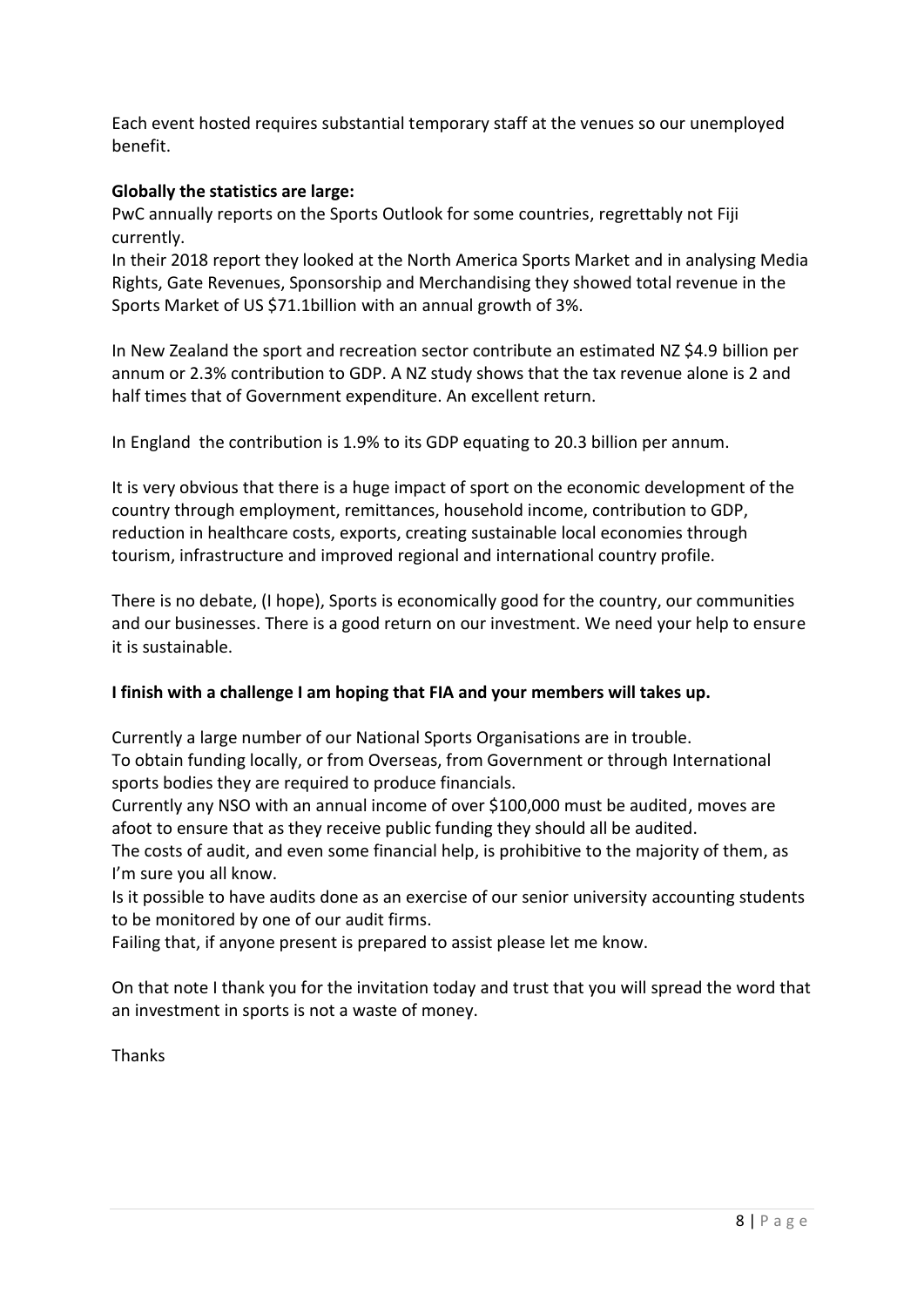Each event hosted requires substantial temporary staff at the venues so our unemployed benefit.

**Globally the statistics are large:**
PwC annually reports on the Sports Outlook for some countries, regrettably not Fiji currently.
In their 2018 report they looked at the North America Sports Market and in analysing Media Rights, Gate Revenues, Sponsorship and Merchandising they showed total revenue in the Sports Market of US $71.1billion with an annual growth of 3%.

In New Zealand the sport and recreation sector contribute an estimated NZ $4.9 billion per annum or 2.3% contribution to GDP. A NZ study shows that the tax revenue alone is 2 and half times that of Government expenditure. An excellent return.

In England the contribution is 1.9% to its GDP equating to 20.3 billion per annum.

It is very obvious that there is a huge impact of sport on the economic development of the country through employment, remittances, household income, contribution to GDP, reduction in healthcare costs, exports, creating sustainable local economies through tourism, infrastructure and improved regional and international country profile.

There is no debate, (I hope), Sports is economically good for the country, our communities and our businesses. There is a good return on our investment. We need your help to ensure it is sustainable.

**I finish with a challenge I am hoping that FIA and your members will takes up.**

Currently a large number of our National Sports Organisations are in trouble.
To obtain funding locally, or from Overseas, from Government or through International sports bodies they are required to produce financials.
Currently any NSO with an annual income of over $100,000 must be audited, moves are afoot to ensure that as they receive public funding they should all be audited.
The costs of audit, and even some financial help, is prohibitive to the majority of them, as I'm sure you all know.
Is it possible to have audits done as an exercise of our senior university accounting students to be monitored by one of our audit firms.
Failing that, if anyone present is prepared to assist please let me know.

On that note I thank you for the invitation today and trust that you will spread the word that an investment in sports is not a waste of money.

Thanks